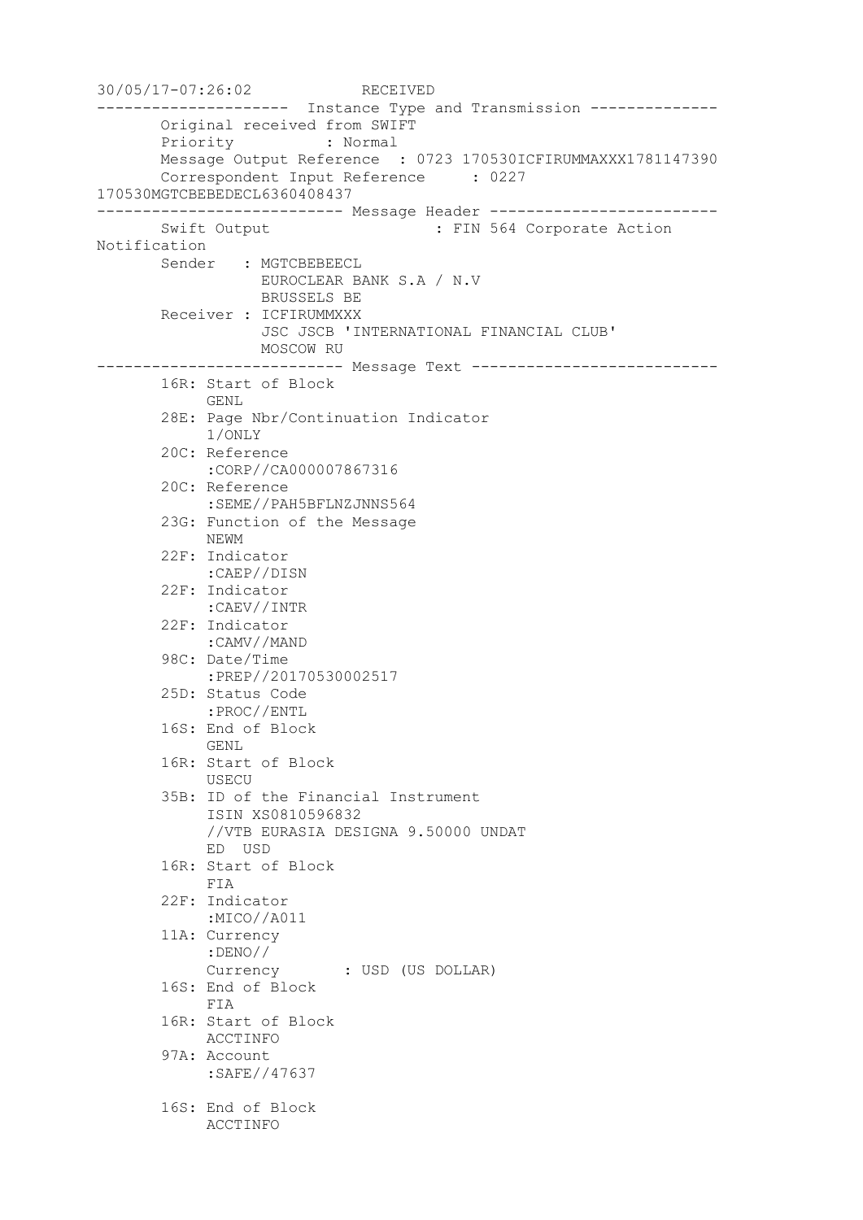```
30/05/17-07:26:02            RECEIVED
---------------------  Instance Type and Transmission --------------
       Original received from SWIFT
       Priority          : Normal
       Message Output Reference  : 0723 170530ICFIRUMMAXXX1781147390
       Correspondent Input Reference     : 0227
170530MGTCBEBEDECL6360408437
--------------------------- Message Header -------------------------
       Swift Output                   : FIN 564 Corporate Action
Notification
       Sender   : MGTCBEBEECL
                  EUROCLEAR BANK S.A / N.V
                  BRUSSELS BE
       Receiver : ICFIRUMMXXX
                  JSC JSCB 'INTERNATIONAL FINANCIAL CLUB'
                  MOSCOW RU
--------------------------- Message Text ---------------------------
       16R: Start of Block
            GENL
       28E: Page Nbr/Continuation Indicator
            1/ONLY
       20C: Reference
            :CORP//CA000007867316
       20C: Reference
            :SEME//PAH5BFLNZJNNS564
       23G: Function of the Message
            NEWM
       22F: Indicator
            :CAEP//DISN
       22F: Indicator
            :CAEV//INTR
       22F: Indicator
            :CAMV//MAND
       98C: Date/Time
            :PREP//20170530002517
       25D: Status Code
            :PROC//ENTL
       16S: End of Block
            GENL
       16R: Start of Block
            USECU
       35B: ID of the Financial Instrument
            ISIN XS0810596832
            //VTB EURASIA DESIGNA 9.50000 UNDAT
            ED  USD
       16R: Start of Block
            FIA
       22F: Indicator
            :MICO//A011
       11A: Currency
            :DENO//
            Currency       : USD (US DOLLAR)
       16S: End of Block
            FIA
       16R: Start of Block
            ACCTINFO
       97A: Account
            :SAFE//47637

       16S: End of Block
            ACCTINFO
```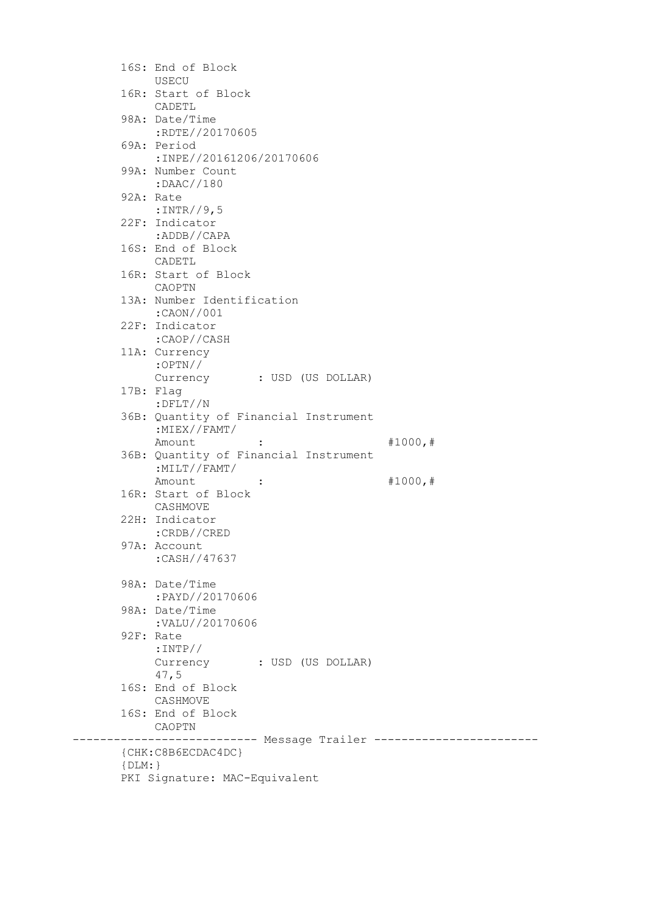```
       16S: End of Block
            USECU
       16R: Start of Block
            CADETL
       98A: Date/Time
            :RDTE//20170605
       69A: Period
            :INPE//20161206/20170606
       99A: Number Count
            :DAAC//180
       92A: Rate
            :INTR//9,5
       22F: Indicator
            :ADDB//CAPA
       16S: End of Block
            CADETL
       16R: Start of Block
            CAOPTN
       13A: Number Identification
            :CAON//001
       22F: Indicator
            :CAOP//CASH
       11A: Currency
            :OPTN//
            Currency       : USD (US DOLLAR)
       17B: Flag
            :DFLT//N
       36B: Quantity of Financial Instrument
            :MIEX//FAMT/
            Amount         :                  #1000,#
       36B: Quantity of Financial Instrument
            :MILT//FAMT/
            Amount         :                  #1000,#
       16R: Start of Block
            CASHMOVE
       22H: Indicator
            :CRDB//CRED
       97A: Account
            :CASH//47637

       98A: Date/Time
            :PAYD//20170606
       98A: Date/Time
            :VALU//20170606
       92F: Rate
            :INTP//
            Currency       : USD (US DOLLAR)
            47,5
       16S: End of Block
            CASHMOVE
       16S: End of Block
            CAOPTN
--------------------------- Message Trailer ------------------------
       {CHK:C8B6ECDAC4DC}
       {DLM:}
       PKI Signature: MAC-Equivalent
```